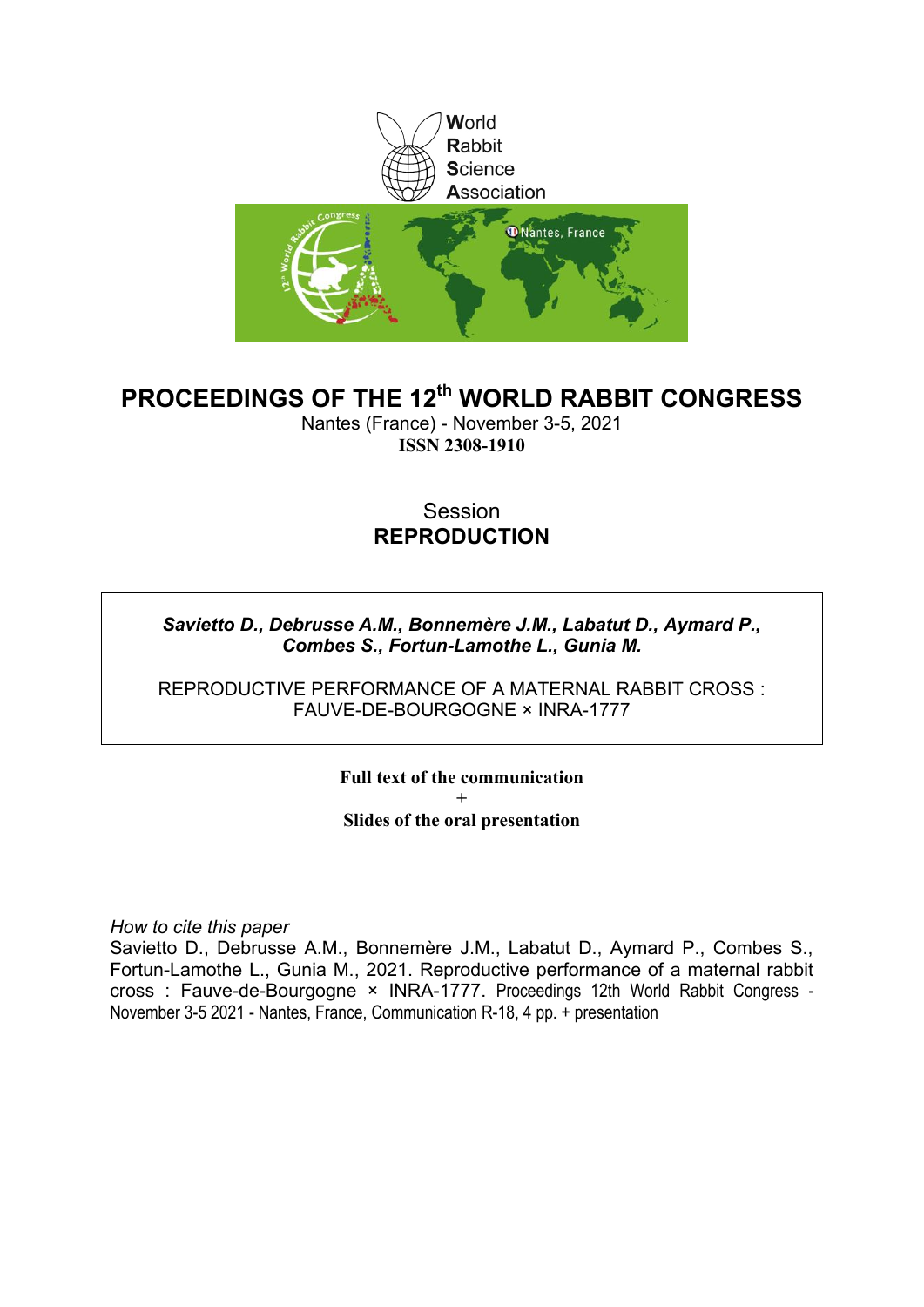World
Rabbit
Science
Association

# PROCEEDINGS OF THE 12th WORLD RABBIT CONGRESS

Nantes (France) - November 3-5, 2021

**ISSN 2308-1910**

Session

**REPRODUCTION**

***Savietto D., Debrusse A.M., Bonnemère J.M., Labatut D., Aymard P., Combes S., Fortun-Lamothe L., Gunia M.***

REPRODUCTIVE PERFORMANCE OF A MATERNAL RABBIT CROSS : FAUVE-DE-BOURGOGNE × INRA-1777

**Full text of the communication**

**+**

**Slides of the oral presentation**

*How to cite this paper*

Savietto D., Debrusse A.M., Bonnemère J.M., Labatut D., Aymard P., Combes S., Fortun-Lamothe L., Gunia M., 2021. Reproductive performance of a maternal rabbit cross : Fauve-de-Bourgogne × INRA-1777. Proceedings 12th World Rabbit Congress - November 3-5 2021 - Nantes, France, Communication R-18, 4 pp. + presentation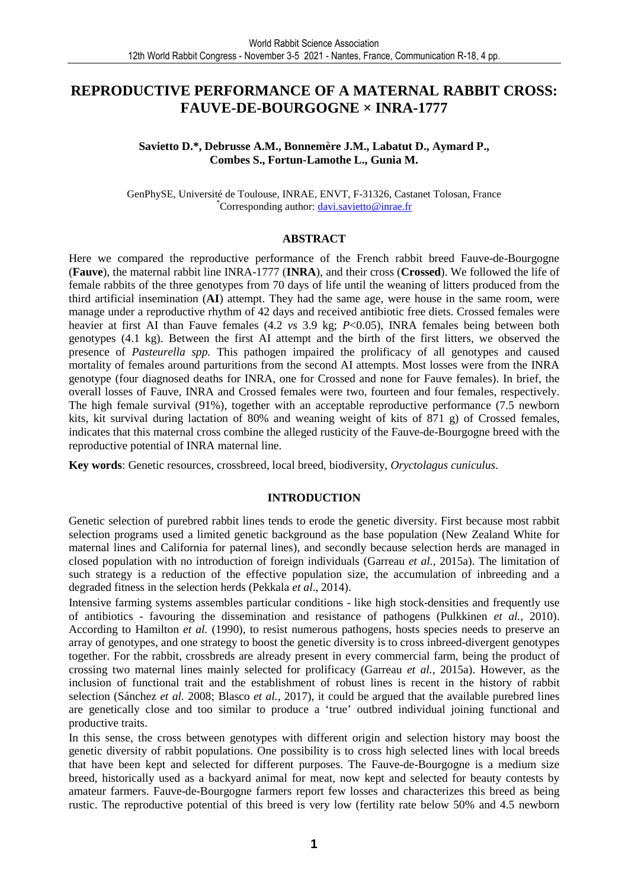# REPRODUCTIVE PERFORMANCE OF A MATERNAL RABBIT CROSS: FAUVE-DE-BOURGOGNE × INRA-1777

**Savietto D.\*, Debrusse A.M., Bonnemère J.M., Labatut D., Aymard P., Combes S., Fortun-Lamothe L., Gunia M.**

GenPhySE, Université de Toulouse, INRAE, ENVT, F-31326, Castanet Tolosan, France
*Corresponding author: davi.savietto@inrae.fr

## ABSTRACT

Here we compared the reproductive performance of the French rabbit breed Fauve-de-Bourgogne (**Fauve**), the maternal rabbit line INRA-1777 (**INRA**), and their cross (**Crossed**). We followed the life of female rabbits of the three genotypes from 70 days of life until the weaning of litters produced from the third artificial insemination (**AI**) attempt. They had the same age, were house in the same room, were manage under a reproductive rhythm of 42 days and received antibiotic free diets. Crossed females were heavier at first AI than Fauve females (4.2 *vs* 3.9 kg; $P<0.05$), INRA females being between both genotypes (4.1 kg). Between the first AI attempt and the birth of the first litters, we observed the presence of *Pasteurella spp.* This pathogen impaired the prolificacy of all genotypes and caused mortality of females around parturitions from the second AI attempts. Most losses were from the INRA genotype (four diagnosed deaths for INRA, one for Crossed and none for Fauve females). In brief, the overall losses of Fauve, INRA and Crossed females were two, fourteen and four females, respectively. The high female survival (91%), together with an acceptable reproductive performance (7.5 newborn kits, kit survival during lactation of 80% and weaning weight of kits of 871 g) of Crossed females, indicates that this maternal cross combine the alleged rusticity of the Fauve-de-Bourgogne breed with the reproductive potential of INRA maternal line.

**Key words**: Genetic resources, crossbreed, local breed, biodiversity, *Oryctolagus cuniculus*.

## INTRODUCTION

Genetic selection of purebred rabbit lines tends to erode the genetic diversity. First because most rabbit selection programs used a limited genetic background as the base population (New Zealand White for maternal lines and California for paternal lines), and secondly because selection herds are managed in closed population with no introduction of foreign individuals (Garreau *et al.*, 2015a). The limitation of such strategy is a reduction of the effective population size, the accumulation of inbreeding and a degraded fitness in the selection herds (Pekkala *et al*., 2014).

Intensive farming systems assembles particular conditions - like high stock-densities and frequently use of antibiotics - favouring the dissemination and resistance of pathogens (Pulkkinen *et al.*, 2010). According to Hamilton *et al.* (1990), to resist numerous pathogens, hosts species needs to preserve an array of genotypes, and one strategy to boost the genetic diversity is to cross inbreed-divergent genotypes together. For the rabbit, crossbreds are already present in every commercial farm, being the product of crossing two maternal lines mainly selected for prolificacy (Garreau *et al.*, 2015a). However, as the inclusion of functional trait and the establishment of robust lines is recent in the history of rabbit selection (Sánchez *et al.* 2008; Blasco *et al.,* 2017), it could be argued that the available purebred lines are genetically close and too similar to produce a 'true' outbred individual joining functional and productive traits.

In this sense, the cross between genotypes with different origin and selection history may boost the genetic diversity of rabbit populations. One possibility is to cross high selected lines with local breeds that have been kept and selected for different purposes. The Fauve-de-Bourgogne is a medium size breed, historically used as a backyard animal for meat, now kept and selected for beauty contests by amateur farmers. Fauve-de-Bourgogne farmers report few losses and characterizes this breed as being rustic. The reproductive potential of this breed is very low (fertility rate below 50% and 4.5 newborn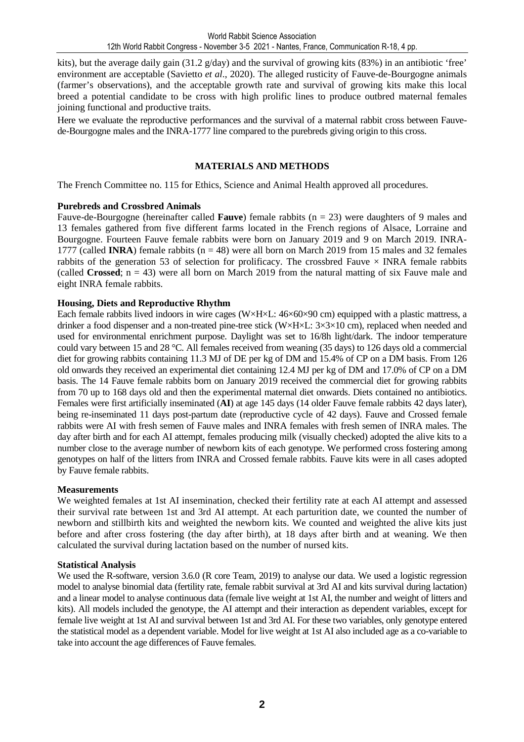kits), but the average daily gain (31.2 g/day) and the survival of growing kits (83%) in an antibiotic 'free' environment are acceptable (Savietto *et al*., 2020). The alleged rusticity of Fauve-de-Bourgogne animals (farmer's observations), and the acceptable growth rate and survival of growing kits make this local breed a potential candidate to be cross with high prolific lines to produce outbred maternal females joining functional and productive traits.

Here we evaluate the reproductive performances and the survival of a maternal rabbit cross between Fauve-de-Bourgogne males and the INRA-1777 line compared to the purebreds giving origin to this cross.

## MATERIALS AND METHODS

The French Committee no. 115 for Ethics, Science and Animal Health approved all procedures.

### Purebreds and Crossbred Animals

Fauve-de-Bourgogne (hereinafter called **Fauve**) female rabbits (n = 23) were daughters of 9 males and 13 females gathered from five different farms located in the French regions of Alsace, Lorraine and Bourgogne. Fourteen Fauve female rabbits were born on January 2019 and 9 on March 2019. INRA-1777 (called **INRA**) female rabbits (n = 48) were all born on March 2019 from 15 males and 32 females rabbits of the generation 53 of selection for prolificacy. The crossbred Fauve × INRA female rabbits (called **Crossed**; n = 43) were all born on March 2019 from the natural matting of six Fauve male and eight INRA female rabbits.

### Housing, Diets and Reproductive Rhythm

Each female rabbits lived indoors in wire cages (W×H×L: 46×60×90 cm) equipped with a plastic mattress, a drinker a food dispenser and a non-treated pine-tree stick (W×H×L: 3×3×10 cm), replaced when needed and used for environmental enrichment purpose. Daylight was set to 16/8h light/dark. The indoor temperature could vary between 15 and 28 °C. All females received from weaning (35 days) to 126 days old a commercial diet for growing rabbits containing 11.3 MJ of DE per kg of DM and 15.4% of CP on a DM basis. From 126 old onwards they received an experimental diet containing 12.4 MJ per kg of DM and 17.0% of CP on a DM basis. The 14 Fauve female rabbits born on January 2019 received the commercial diet for growing rabbits from 70 up to 168 days old and then the experimental maternal diet onwards. Diets contained no antibiotics. Females were first artificially inseminated (**AI**) at age 145 days (14 older Fauve female rabbits 42 days later), being re-inseminated 11 days post-partum date (reproductive cycle of 42 days). Fauve and Crossed female rabbits were AI with fresh semen of Fauve males and INRA females with fresh semen of INRA males. The day after birth and for each AI attempt, females producing milk (visually checked) adopted the alive kits to a number close to the average number of newborn kits of each genotype. We performed cross fostering among genotypes on half of the litters from INRA and Crossed female rabbits. Fauve kits were in all cases adopted by Fauve female rabbits.

### Measurements

We weighted females at 1st AI insemination, checked their fertility rate at each AI attempt and assessed their survival rate between 1st and 3rd AI attempt. At each parturition date, we counted the number of newborn and stillbirth kits and weighted the newborn kits. We counted and weighted the alive kits just before and after cross fostering (the day after birth), at 18 days after birth and at weaning. We then calculated the survival during lactation based on the number of nursed kits.

### Statistical Analysis

We used the R-software, version 3.6.0 (R core Team, 2019) to analyse our data. We used a logistic regression model to analyse binomial data (fertility rate, female rabbit survival at 3rd AI and kits survival during lactation) and a linear model to analyse continuous data (female live weight at 1st AI, the number and weight of litters and kits). All models included the genotype, the AI attempt and their interaction as dependent variables, except for female live weight at 1st AI and survival between 1st and 3rd AI. For these two variables, only genotype entered the statistical model as a dependent variable. Model for live weight at 1st AI also included age as a co-variable to take into account the age differences of Fauve females.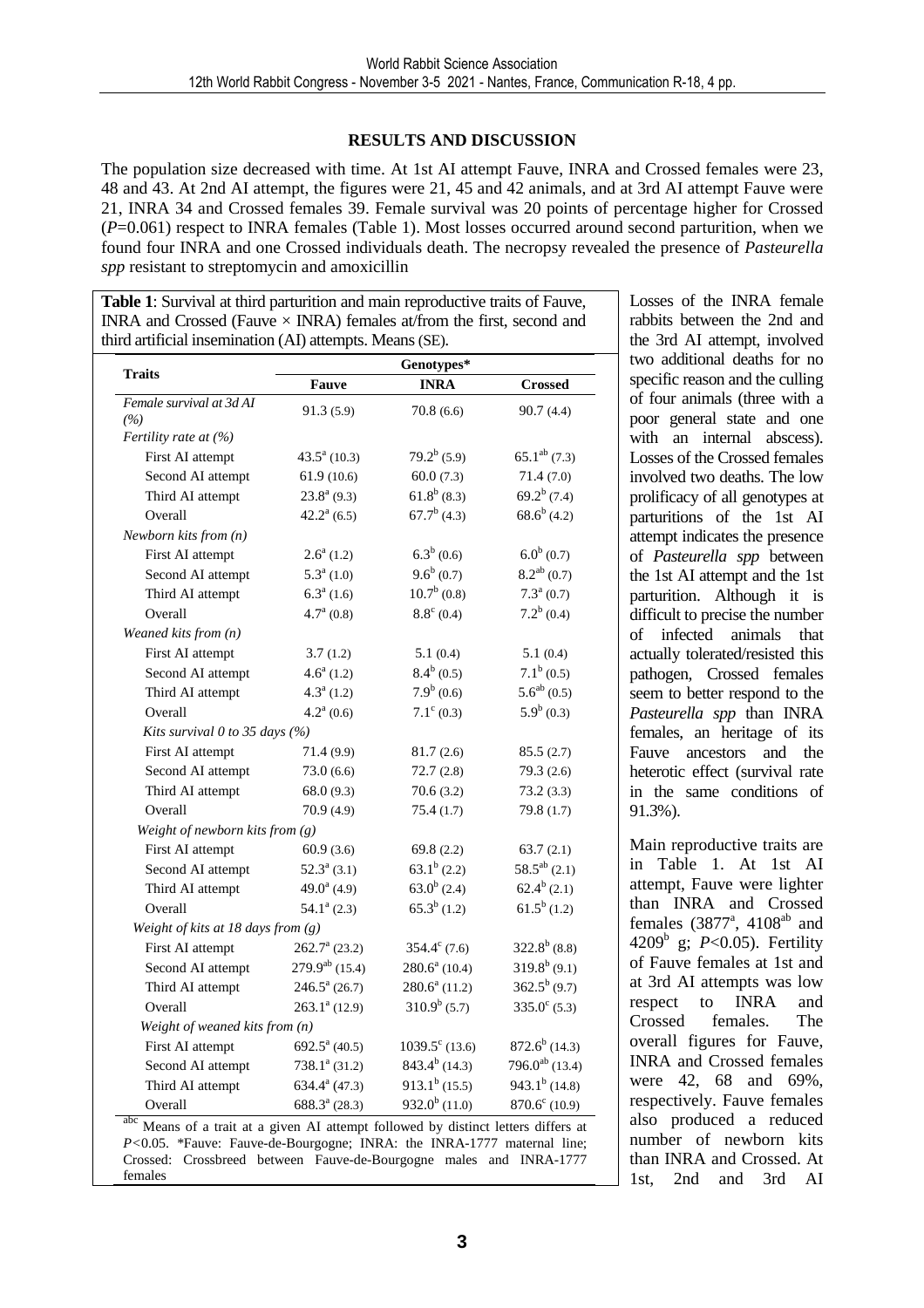## RESULTS AND DISCUSSION

The population size decreased with time. At 1st AI attempt Fauve, INRA and Crossed females were 23, 48 and 43. At 2nd AI attempt, the figures were 21, 45 and 42 animals, and at 3rd AI attempt Fauve were 21, INRA 34 and Crossed females 39. Female survival was 20 points of percentage higher for Crossed ($P$=0.061) respect to INRA females (Table 1). Most losses occurred around second parturition, when we found four INRA and one Crossed individuals death. The necropsy revealed the presence of *Pasteurella spp* resistant to streptomycin and amoxicillin

**Table 1**: Survival at third parturition and main reproductive traits of Fauve, INRA and Crossed (Fauve × INRA) females at/from the first, second and third artificial insemination (AI) attempts. Means (SE).

| Traits | Genotypes* | | |
|---|---|---|---|
| | Fauve | INRA | Crossed |
| *Female survival at 3d AI (%)* | 91.3 (5.9) | 70.8 (6.6) | 90.7 (4.4) |
| *Fertility rate at (%)* | | | |
| First AI attempt | 43.5[a] (10.3) | 79.2[b] (5.9) | 65.1[ab] (7.3) |
| Second AI attempt | 61.9 (10.6) | 60.0 (7.3) | 71.4 (7.0) |
| Third AI attempt | 23.8[a] (9.3) | 61.8[b] (8.3) | 69.2[b] (7.4) |
| Overall | 42.2[a] (6.5) | 67.7[b] (4.3) | 68.6[b] (4.2) |
| *Newborn kits from (n)* | | | |
| First AI attempt | 2.6[a] (1.2) | 6.3[b] (0.6) | 6.0[b] (0.7) |
| Second AI attempt | 5.3[a] (1.0) | 9.6[b] (0.7) | 8.2[ab] (0.7) |
| Third AI attempt | 6.3[a] (1.6) | 10.7[b] (0.8) | 7.3[a] (0.7) |
| Overall | 4.7[a] (0.8) | 8.8[c] (0.4) | 7.2[b] (0.4) |
| *Weaned kits from (n)* | | | |
| First AI attempt | 3.7 (1.2) | 5.1 (0.4) | 5.1 (0.4) |
| Second AI attempt | 4.6[a] (1.2) | 8.4[b] (0.5) | 7.1[b] (0.5) |
| Third AI attempt | 4.3[a] (1.2) | 7.9[b] (0.6) | 5.6[ab] (0.5) |
| Overall | 4.2[a] (0.6) | 7.1[c] (0.3) | 5.9[b] (0.3) |
| *Kits survival 0 to 35 days (%)* | | | |
| First AI attempt | 71.4 (9.9) | 81.7 (2.6) | 85.5 (2.7) |
| Second AI attempt | 73.0 (6.6) | 72.7 (2.8) | 79.3 (2.6) |
| Third AI attempt | 68.0 (9.3) | 70.6 (3.2) | 73.2 (3.3) |
| Overall | 70.9 (4.9) | 75.4 (1.7) | 79.8 (1.7) |
| *Weight of newborn kits from (g)* | | | |
| First AI attempt | 60.9 (3.6) | 69.8 (2.2) | 63.7 (2.1) |
| Second AI attempt | 52.3[a] (3.1) | 63.1[b] (2.2) | 58.5[ab] (2.1) |
| Third AI attempt | 49.0[a] (4.9) | 63.0[b] (2.4) | 62.4[b] (2.1) |
| Overall | 54.1[a] (2.3) | 65.3[b] (1.2) | 61.5[b] (1.2) |
| *Weight of kits at 18 days from (g)* | | | |
| First AI attempt | 262.7[a] (23.2) | 354.4[c] (7.6) | 322.8[b] (8.8) |
| Second AI attempt | 279.9[ab] (15.4) | 280.6[a] (10.4) | 319.8[b] (9.1) |
| Third AI attempt | 246.5[a] (26.7) | 280.6[a] (11.2) | 362.5[b] (9.7) |
| Overall | 263.1[a] (12.9) | 310.9[b] (5.7) | 335.0[c] (5.3) |
| *Weight of weaned kits from (n)* | | | |
| First AI attempt | 692.5[a] (40.5) | 1039.5[c] (13.6) | 872.6[b] (14.3) |
| Second AI attempt | 738.1[a] (31.2) | 843.4[b] (14.3) | 796.0[ab] (13.4) |
| Third AI attempt | 634.4[a] (47.3) | 913.1[b] (15.5) | 943.1[b] (14.8) |
| Overall | 688.3[a] (28.3) | 932.0[b] (11.0) | 870.6[c] (10.9) |

[abc] Means of a trait at a given AI attempt followed by distinct letters differs at $P$<0.05. *Fauve: Fauve-de-Bourgogne; INRA: the INRA-1777 maternal line; Crossed: Crossbreed between Fauve-de-Bourgogne males and INRA-1777 females

Losses of the INRA female rabbits between the 2nd and the 3rd AI attempt, involved two additional deaths for no specific reason and the culling of four animals (three with a poor general state and one with an internal abscess). Losses of the Crossed females involved two deaths. The low prolificacy of all genotypes at parturitions of the 1st AI attempt indicates the presence of *Pasteurella spp* between the 1st AI attempt and the 1st parturition. Although it is difficult to precise the number of infected animals that actually tolerated/resisted this pathogen, Crossed females seem to better respond to the *Pasteurella spp* than INRA females, an heritage of its Fauve ancestors and the heterotic effect (survival rate in the same conditions of 91.3%).

Main reproductive traits are in Table 1. At 1st AI attempt, Fauve were lighter than INRA and Crossed females (3877[a], 4108[ab] and 4209[b] g; $P$<0.05). Fertility of Fauve females at 1st and at 3rd AI attempts was low respect to INRA and Crossed females. The overall figures for Fauve, INRA and Crossed females were 42, 68 and 69%, respectively. Fauve females also produced a reduced number of newborn kits than INRA and Crossed. At 1st, 2nd and 3rd AI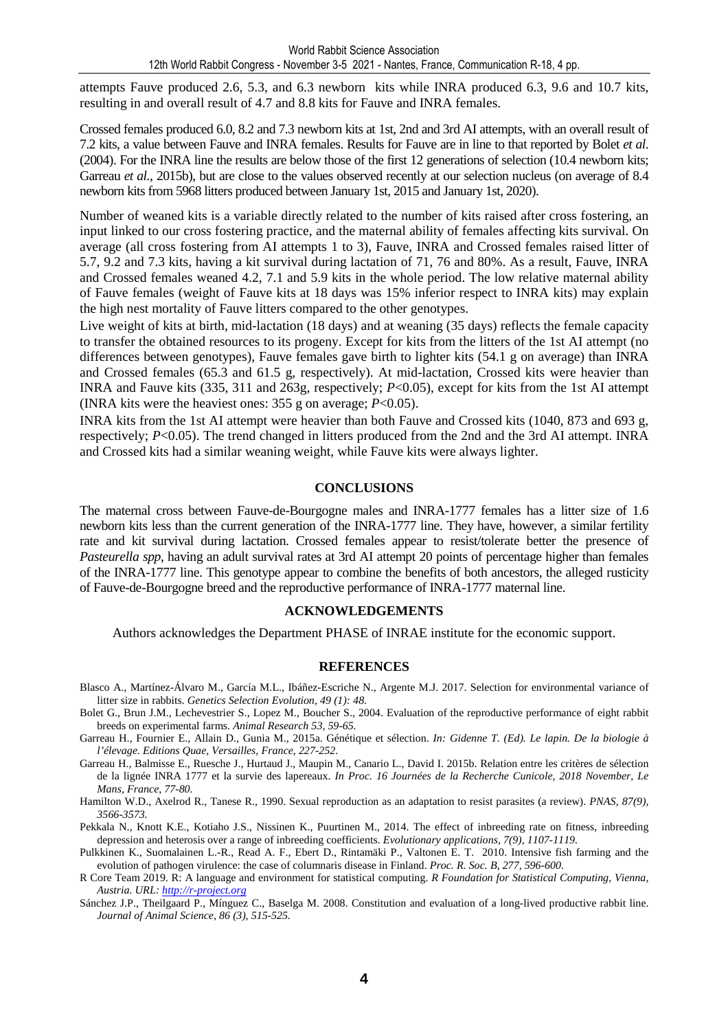attempts Fauve produced 2.6, 5.3, and 6.3 newborn kits while INRA produced 6.3, 9.6 and 10.7 kits, resulting in and overall result of 4.7 and 8.8 kits for Fauve and INRA females.

Crossed females produced 6.0, 8.2 and 7.3 newborn kits at 1st, 2nd and 3rd AI attempts, with an overall result of 7.2 kits, a value between Fauve and INRA females. Results for Fauve are in line to that reported by Bolet *et al.* (2004). For the INRA line the results are below those of the first 12 generations of selection (10.4 newborn kits; Garreau *et al.*, 2015b), but are close to the values observed recently at our selection nucleus (on average of 8.4 newborn kits from 5968 litters produced between January 1st, 2015 and January 1st, 2020).

Number of weaned kits is a variable directly related to the number of kits raised after cross fostering, an input linked to our cross fostering practice, and the maternal ability of females affecting kits survival. On average (all cross fostering from AI attempts 1 to 3), Fauve, INRA and Crossed females raised litter of 5.7, 9.2 and 7.3 kits, having a kit survival during lactation of 71, 76 and 80%. As a result, Fauve, INRA and Crossed females weaned 4.2, 7.1 and 5.9 kits in the whole period. The low relative maternal ability of Fauve females (weight of Fauve kits at 18 days was 15% inferior respect to INRA kits) may explain the high nest mortality of Fauve litters compared to the other genotypes.

Live weight of kits at birth, mid-lactation (18 days) and at weaning (35 days) reflects the female capacity to transfer the obtained resources to its progeny. Except for kits from the litters of the 1st AI attempt (no differences between genotypes), Fauve females gave birth to lighter kits (54.1 g on average) than INRA and Crossed females (65.3 and 61.5 g, respectively). At mid-lactation, Crossed kits were heavier than INRA and Fauve kits (335, 311 and 263g, respectively; $P<0.05$), except for kits from the 1st AI attempt (INRA kits were the heaviest ones: 355 g on average; $P<0.05$).

INRA kits from the 1st AI attempt were heavier than both Fauve and Crossed kits (1040, 873 and 693 g, respectively; $P<0.05$). The trend changed in litters produced from the 2nd and the 3rd AI attempt. INRA and Crossed kits had a similar weaning weight, while Fauve kits were always lighter.

## CONCLUSIONS

The maternal cross between Fauve-de-Bourgogne males and INRA-1777 females has a litter size of 1.6 newborn kits less than the current generation of the INRA-1777 line. They have, however, a similar fertility rate and kit survival during lactation. Crossed females appear to resist/tolerate better the presence of *Pasteurella spp*, having an adult survival rates at 3rd AI attempt 20 points of percentage higher than females of the INRA-1777 line. This genotype appear to combine the benefits of both ancestors, the alleged rusticity of Fauve-de-Bourgogne breed and the reproductive performance of INRA-1777 maternal line.

## ACKNOWLEDGEMENTS

Authors acknowledges the Department PHASE of INRAE institute for the economic support.

## REFERENCES

Blasco A., Martínez-Álvaro M., García M.L., Ibáñez-Escriche N., Argente M.J. 2017. Selection for environmental variance of litter size in rabbits. *Genetics Selection Evolution, 49 (1): 48.*

Bolet G., Brun J.M., Lechevestrier S., Lopez M., Boucher S., 2004. Evaluation of the reproductive performance of eight rabbit breeds on experimental farms. *Animal Research 53, 59-65.*

Garreau H., Fournier E., Allain D., Gunia M., 2015a. Génétique et sélection. *In: Gidenne T. (Ed). Le lapin. De la biologie à l'élevage. Editions Quae, Versailles, France, 227-252.*

Garreau H., Balmisse E., Ruesche J., Hurtaud J., Maupin M., Canario L., David I. 2015b. Relation entre les critères de sélection de la lignée INRA 1777 et la survie des lapereaux. *In Proc. 16 Journées de la Recherche Cunicole, 2018 November, Le Mans, France, 77-80.*

Hamilton W.D., Axelrod R., Tanese R., 1990. Sexual reproduction as an adaptation to resist parasites (a review). *PNAS, 87(9), 3566-3573.*

Pekkala N., Knott K.E., Kotiaho J.S., Nissinen K., Puurtinen M., 2014. The effect of inbreeding rate on fitness, inbreeding depression and heterosis over a range of inbreeding coefficients. *Evolutionary applications, 7(9), 1107-1119.*

Pulkkinen K., Suomalainen L.-R., Read A. F., Ebert D., Rintamäki P., Valtonen E. T. 2010. Intensive fish farming and the evolution of pathogen virulence: the case of columnaris disease in Finland. *Proc. R. Soc. B, 277, 596-600.*

R Core Team 2019. R: A language and environment for statistical computing. *R Foundation for Statistical Computing, Vienna, Austria. URL: http://r-project.org*

Sánchez J.P., Theilgaard P., Mínguez C., Baselga M. 2008. Constitution and evaluation of a long-lived productive rabbit line. *Journal of Animal Science, 86 (3), 515-525.*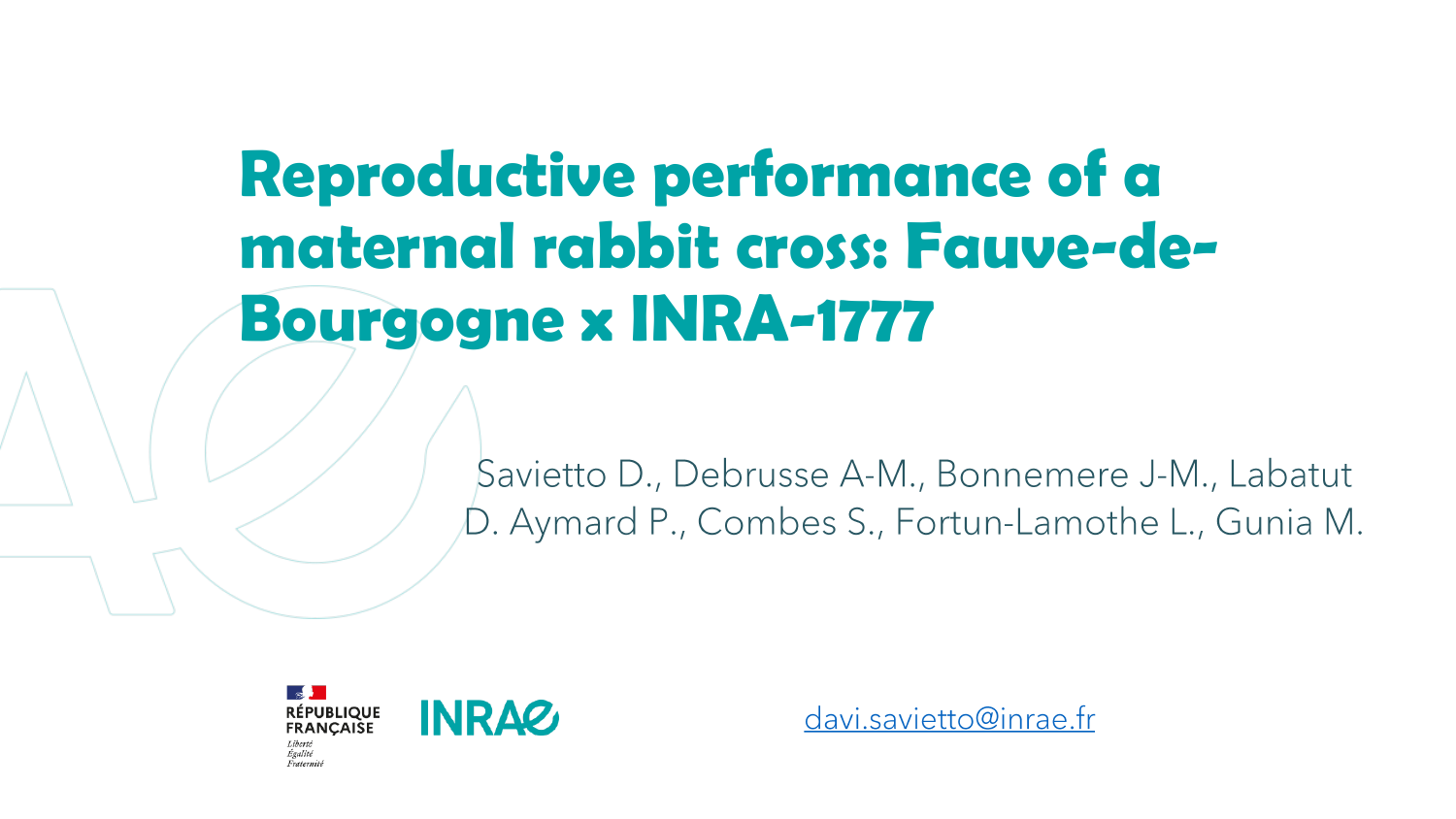# Reproductive performance of a maternal rabbit cross: Fauve-de-Bourgogne x INRA-1777

Savietto D., Debrusse A-M., Bonnemere J-M., Labatut D. Aymard P., Combes S., Fortun-Lamothe L., Gunia M.

RÉPUBLIQUE FRANÇAISE

*Liberté*
*Égalité*
*Fraternité*

INRAE

davi.savietto@inrae.fr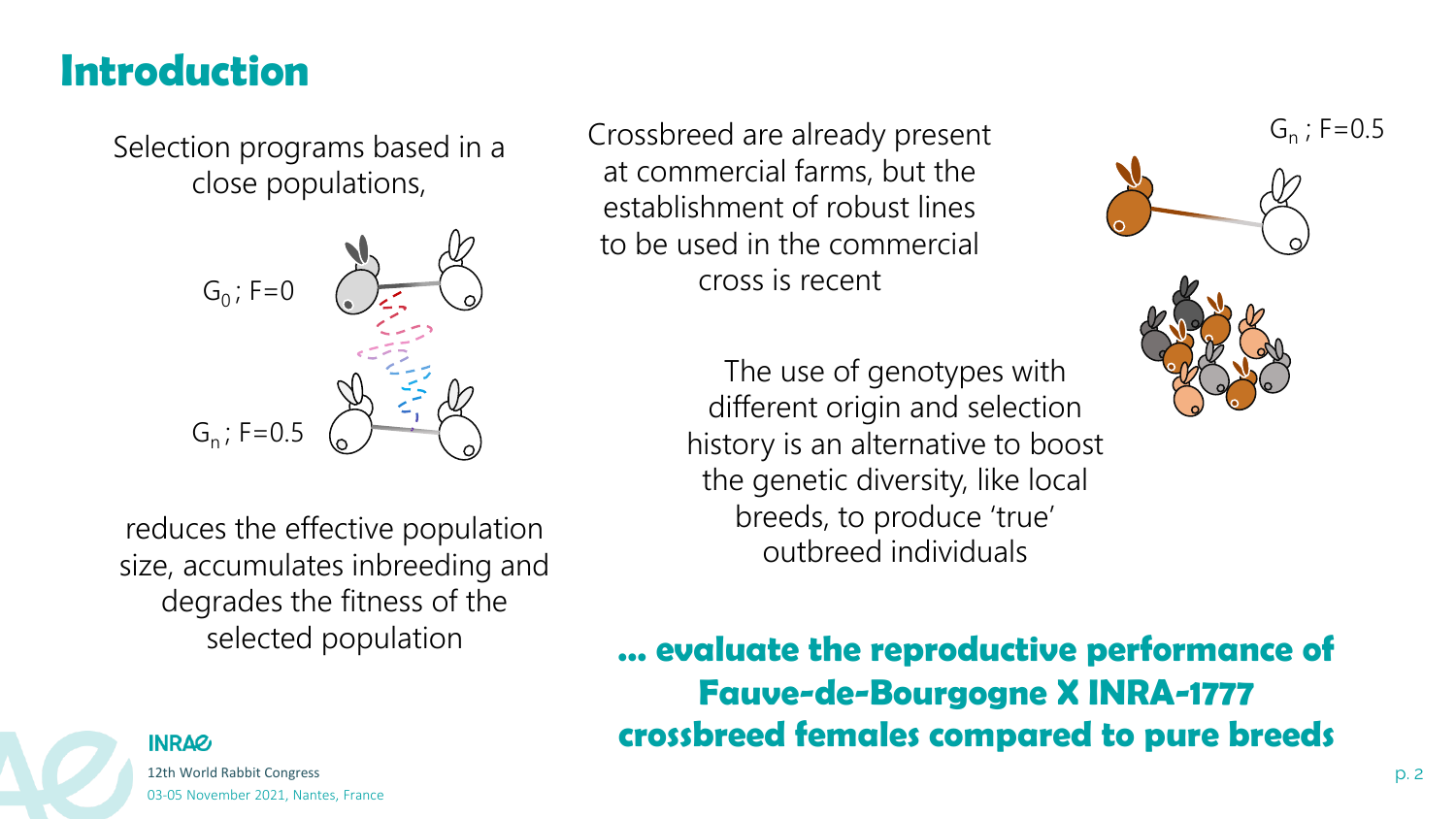# Introduction

Selection programs based in a close populations,

$G_0$ ; F=0

$G_n$ ; F=0.5

reduces the effective population size, accumulates inbreeding and degrades the fitness of the selected population

Crossbreed are already present at commercial farms, but the establishment of robust lines to be used in the commercial cross is recent

$G_n$ ; F=0.5

The use of genotypes with different origin and selection history is an alternative to boost the genetic diversity, like local breeds, to produce 'true' outbreed individuals

**... evaluate the reproductive performance of Fauve-de-Bourgogne X INRA-1777 crossbreed females compared to pure breeds**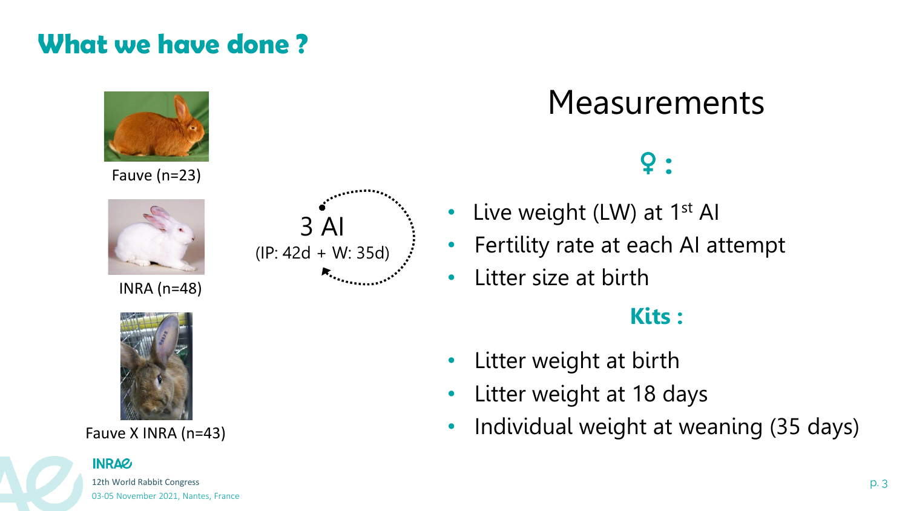# What we have done ?

Fauve (n=23)

INRA (n=48)

Fauve X INRA (n=43)

3 AI
(IP: 42d + W: 35d)

## Measurements

**♀ :**

- Live weight (LW) at 1st AI
- Fertility rate at each AI attempt
- Litter size at birth

**Kits :**

- Litter weight at birth
- Litter weight at 18 days
- Individual weight at weaning (35 days)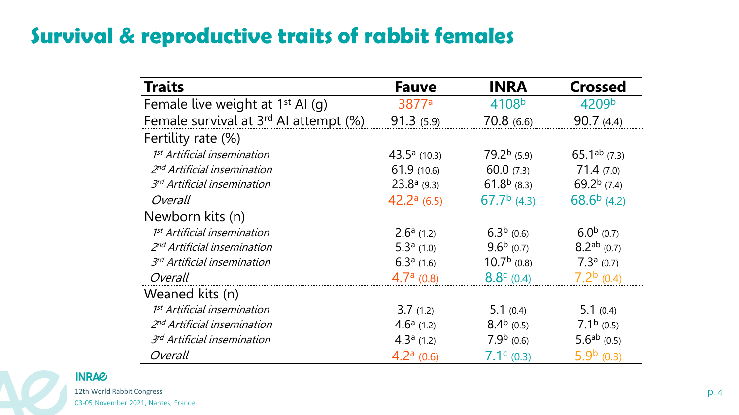# Survival & reproductive traits of rabbit females

| Traits | Fauve | INRA | Crossed |
|---|---|---|---|
| Female live weight at 1st AI (g) | 3877$^{a}$ | 4108$^{b}$ | 4209$^{b}$ |
| Female survival at 3rd AI attempt (%) | 91.3 (5.9) | 70.8 (6.6) | 90.7 (4.4) |
| Fertility rate (%) | | | |
| *1st Artificial insemination* | 43.5$^{a}$ (10.3) | 79.2$^{b}$ (5.9) | 65.1$^{ab}$ (7.3) |
| *2nd Artificial insemination* | 61.9 (10.6) | 60.0 (7.3) | 71.4 (7.0) |
| *3rd Artificial insemination* | 23.8$^{a}$ (9.3) | 61.8$^{b}$ (8.3) | 69.2$^{b}$ (7.4) |
| *Overall* | 42.2$^{a}$ (6.5) | 67.7$^{b}$ (4.3) | 68.6$^{b}$ (4.2) |
| Newborn kits (n) | | | |
| *1st Artificial insemination* | 2.6$^{a}$ (1.2) | 6.3$^{b}$ (0.6) | 6.0$^{b}$ (0.7) |
| *2nd Artificial insemination* | 5.3$^{a}$ (1.0) | 9.6$^{b}$ (0.7) | 8.2$^{ab}$ (0.7) |
| *3rd Artificial insemination* | 6.3$^{a}$ (1.6) | 10.7$^{b}$ (0.8) | 7.3$^{a}$ (0.7) |
| *Overall* | 4.7$^{a}$ (0.8) | 8.8$^{c}$ (0.4) | 7.2$^{b}$ (0.4) |
| Weaned kits (n) | | | |
| *1st Artificial insemination* | 3.7 (1.2) | 5.1 (0.4) | 5.1 (0.4) |
| *2nd Artificial insemination* | 4.6$^{a}$ (1.2) | 8.4$^{b}$ (0.5) | 7.1$^{b}$ (0.5) |
| *3rd Artificial insemination* | 4.3$^{a}$ (1.2) | 7.9$^{b}$ (0.6) | 5.6$^{ab}$ (0.5) |
| *Overall* | 4.2$^{a}$ (0.6) | 7.1$^{c}$ (0.3) | 5.9$^{b}$ (0.3) |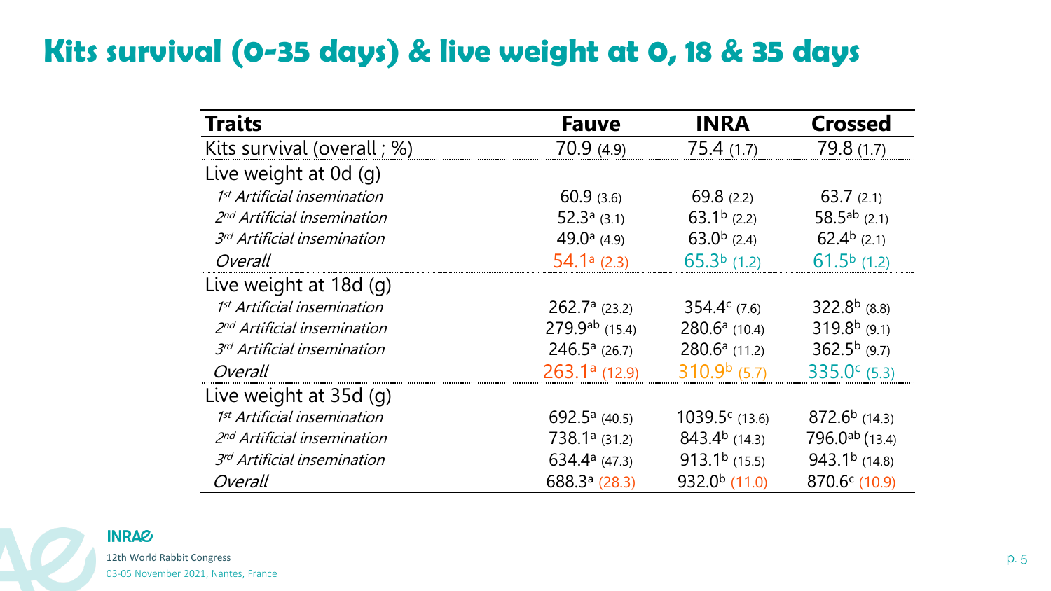# Kits survival (0-35 days) & live weight at 0, 18 & 35 days

| Traits | Fauve | INRA | Crossed |
|---|---|---|---|
| Kits survival (overall ; %) | 70.9 (4.9) | 75.4 (1.7) | 79.8 (1.7) |
| Live weight at 0d (g) | | | |
| *1st Artificial insemination* | 60.9 (3.6) | 69.8 (2.2) | 63.7 (2.1) |
| *2nd Artificial insemination* | 52.3$^{a}$ (3.1) | 63.1$^{b}$ (2.2) | 58.5$^{ab}$ (2.1) |
| *3rd Artificial insemination* | 49.0$^{a}$ (4.9) | 63.0$^{b}$ (2.4) | 62.4$^{b}$ (2.1) |
| *Overall* | 54.1$^{a}$ (2.3) | 65.3$^{b}$ (1.2) | 61.5$^{b}$ (1.2) |
| Live weight at 18d (g) | | | |
| *1st Artificial insemination* | 262.7$^{a}$ (23.2) | 354.4$^{c}$ (7.6) | 322.8$^{b}$ (8.8) |
| *2nd Artificial insemination* | 279.9$^{ab}$ (15.4) | 280.6$^{a}$ (10.4) | 319.8$^{b}$ (9.1) |
| *3rd Artificial insemination* | 246.5$^{a}$ (26.7) | 280.6$^{a}$ (11.2) | 362.5$^{b}$ (9.7) |
| *Overall* | 263.1$^{a}$ (12.9) | 310.9$^{b}$ (5.7) | 335.0$^{c}$ (5.3) |
| Live weight at 35d (g) | | | |
| *1st Artificial insemination* | 692.5$^{a}$ (40.5) | 1039.5$^{c}$ (13.6) | 872.6$^{b}$ (14.3) |
| *2nd Artificial insemination* | 738.1$^{a}$ (31.2) | 843.4$^{b}$ (14.3) | 796.0$^{ab}$ (13.4) |
| *3rd Artificial insemination* | 634.4$^{a}$ (47.3) | 913.1$^{b}$ (15.5) | 943.1$^{b}$ (14.8) |
| *Overall* | 688.3$^{a}$ (28.3) | 932.0$^{b}$ (11.0) | 870.6$^{c}$ (10.9) |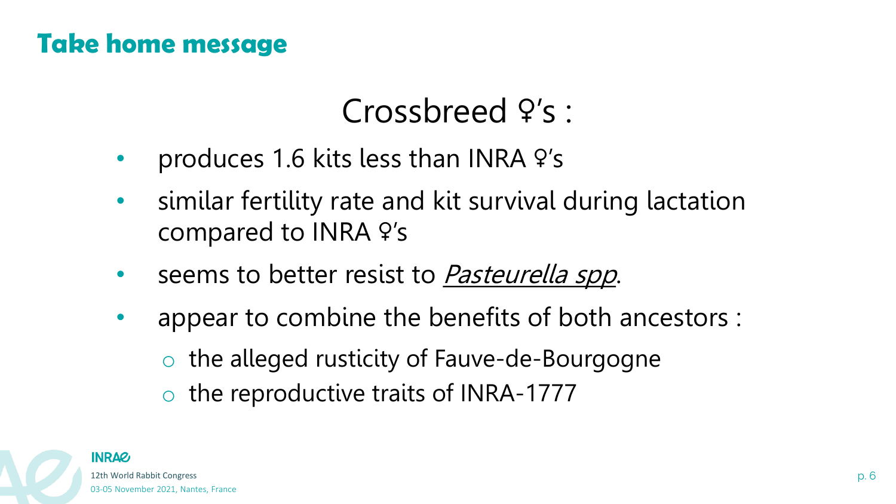# Take home message

## Crossbreed ♀'s :

- produces 1.6 kits less than INRA ♀'s
- similar fertility rate and kit survival during lactation compared to INRA ♀'s
- seems to better resist to *Pasteurella spp*.
- appear to combine the benefits of both ancestors :
  - the alleged rusticity of Fauve-de-Bourgogne
  - the reproductive traits of INRA-1777